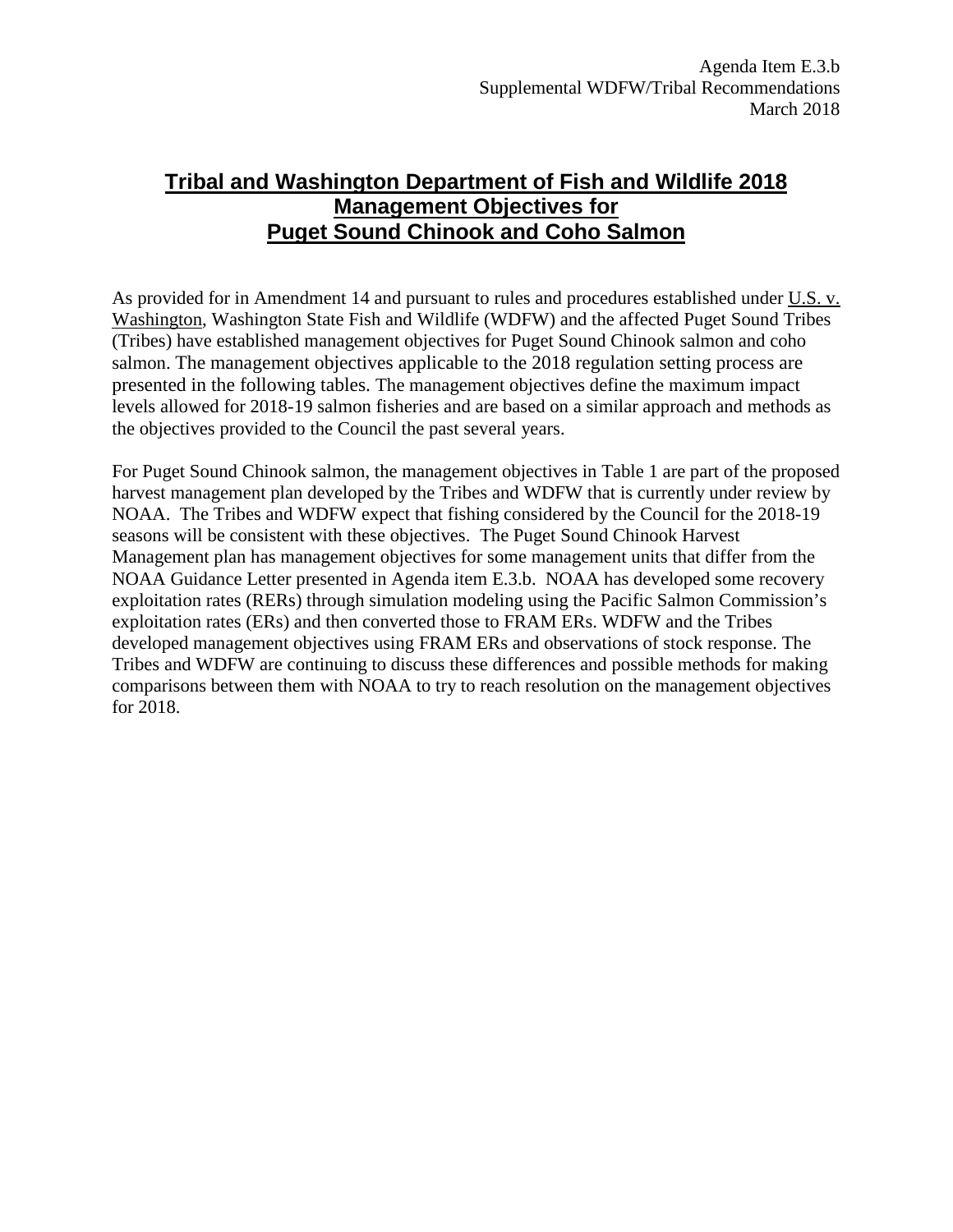Agenda Item E.3.b
Supplemental WDFW/Tribal Recommendations
March 2018

# Tribal and Washington Department of Fish and Wildlife 2018 Management Objectives for Puget Sound Chinook and Coho Salmon

As provided for in Amendment 14 and pursuant to rules and procedures established under U.S. v. Washington, Washington State Fish and Wildlife (WDFW) and the affected Puget Sound Tribes (Tribes) have established management objectives for Puget Sound Chinook salmon and coho salmon. The management objectives applicable to the 2018 regulation setting process are presented in the following tables. The management objectives define the maximum impact levels allowed for 2018-19 salmon fisheries and are based on a similar approach and methods as the objectives provided to the Council the past several years.

For Puget Sound Chinook salmon, the management objectives in Table 1 are part of the proposed harvest management plan developed by the Tribes and WDFW that is currently under review by NOAA. The Tribes and WDFW expect that fishing considered by the Council for the 2018-19 seasons will be consistent with these objectives. The Puget Sound Chinook Harvest Management plan has management objectives for some management units that differ from the NOAA Guidance Letter presented in Agenda item E.3.b. NOAA has developed some recovery exploitation rates (RERs) through simulation modeling using the Pacific Salmon Commission's exploitation rates (ERs) and then converted those to FRAM ERs. WDFW and the Tribes developed management objectives using FRAM ERs and observations of stock response. The Tribes and WDFW are continuing to discuss these differences and possible methods for making comparisons between them with NOAA to try to reach resolution on the management objectives for 2018.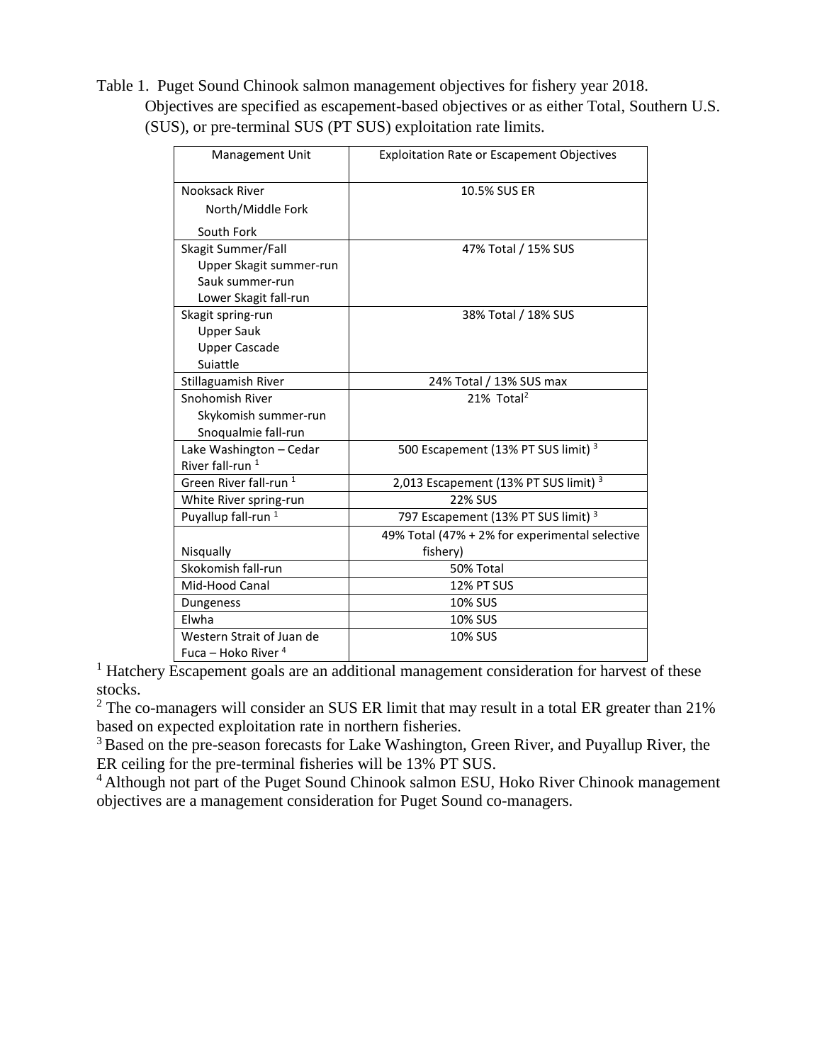Table 1. Puget Sound Chinook salmon management objectives for fishery year 2018. Objectives are specified as escapement-based objectives or as either Total, Southern U.S. (SUS), or pre-terminal SUS (PT SUS) exploitation rate limits.

| Management Unit | Exploitation Rate or Escapement Objectives |
|---|---|
| Nooksack River<br>North/Middle Fork<br>South Fork | 10.5% SUS ER |
| Skagit Summer/Fall<br>Upper Skagit summer-run<br>Sauk summer-run<br>Lower Skagit fall-run | 47% Total / 15% SUS |
| Skagit spring-run<br>Upper Sauk<br>Upper Cascade<br>Suiattle | 38% Total / 18% SUS |
| Stillaguamish River | 24% Total / 13% SUS max |
| Snohomish River<br>Skykomish summer-run<br>Snoqualmie fall-run | 21% Total[2] |
| Lake Washington – Cedar River fall-run [1] | 500 Escapement (13% PT SUS limit) [3] |
| Green River fall-run [1] | 2,013 Escapement (13% PT SUS limit) [3] |
| White River spring-run | 22% SUS |
| Puyallup fall-run [1] | 797 Escapement (13% PT SUS limit) [3] |
| Nisqually | 49% Total (47% + 2% for experimental selective fishery) |
| Skokomish fall-run | 50% Total |
| Mid-Hood Canal | 12% PT SUS |
| Dungeness | 10% SUS |
| Elwha | 10% SUS |
| Western Strait of Juan de Fuca – Hoko River [4] | 10% SUS |

[1] Hatchery Escapement goals are an additional management consideration for harvest of these stocks.

[2] The co-managers will consider an SUS ER limit that may result in a total ER greater than 21% based on expected exploitation rate in northern fisheries.

[3] Based on the pre-season forecasts for Lake Washington, Green River, and Puyallup River, the ER ceiling for the pre-terminal fisheries will be 13% PT SUS.

[4] Although not part of the Puget Sound Chinook salmon ESU, Hoko River Chinook management objectives are a management consideration for Puget Sound co-managers.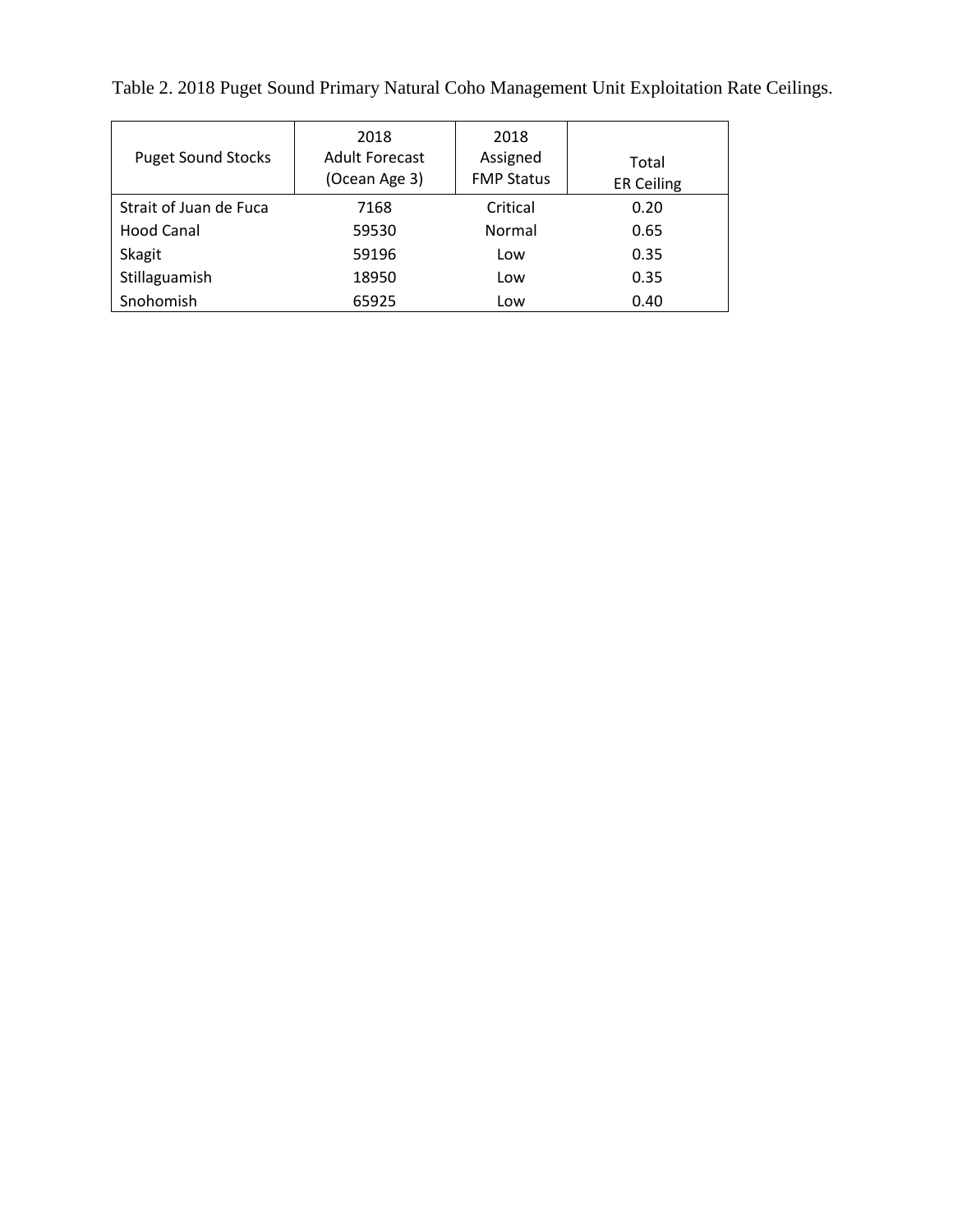Table 2. 2018 Puget Sound Primary Natural Coho Management Unit Exploitation Rate Ceilings.

| Puget Sound Stocks | 2018 Adult Forecast (Ocean Age 3) | 2018 Assigned FMP Status | Total ER Ceiling |
|---|---|---|---|
| Strait of Juan de Fuca | 7168 | Critical | 0.20 |
| Hood Canal | 59530 | Normal | 0.65 |
| Skagit | 59196 | Low | 0.35 |
| Stillaguamish | 18950 | Low | 0.35 |
| Snohomish | 65925 | Low | 0.40 |